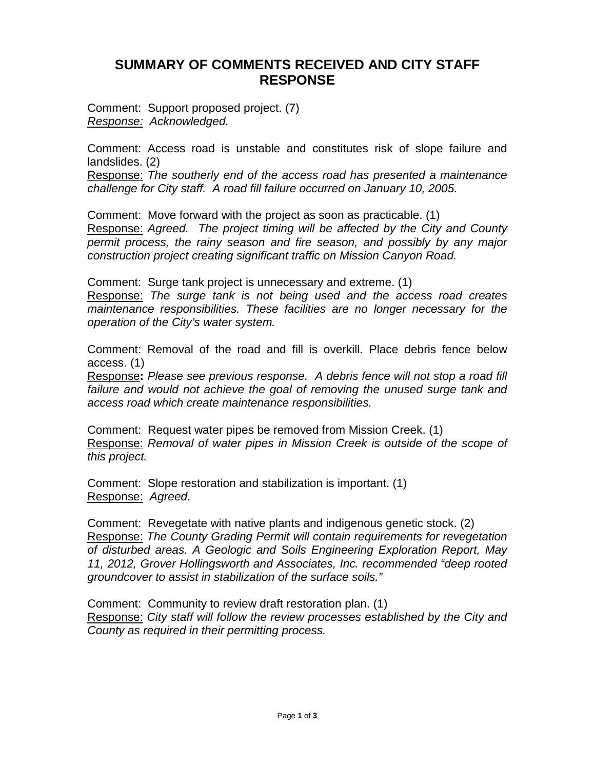# SUMMARY OF COMMENTS RECEIVED AND CITY STAFF RESPONSE

Comment: Support proposed project. (7)
<u>*Response:*</u> *Acknowledged.*

Comment: Access road is unstable and constitutes risk of slope failure and landslides. (2)
<u>Response:</u> *The southerly end of the access road has presented a maintenance challenge for City staff. A road fill failure occurred on January 10, 2005.*

Comment: Move forward with the project as soon as practicable. (1)
<u>Response:</u> *Agreed. The project timing will be affected by the City and County permit process, the rainy season and fire season, and possibly by any major construction project creating significant traffic on Mission Canyon Road.*

Comment: Surge tank project is unnecessary and extreme. (1)
<u>Response:</u> *The surge tank is not being used and the access road creates maintenance responsibilities. These facilities are no longer necessary for the operation of the City's water system.*

Comment: Removal of the road and fill is overkill. Place debris fence below access. (1)
<u>Response</u>**:** *Please see previous response. A debris fence will not stop a road fill failure and would not achieve the goal of removing the unused surge tank and access road which create maintenance responsibilities.*

Comment: Request water pipes be removed from Mission Creek. (1)
<u>Response:</u> *Removal of water pipes in Mission Creek is outside of the scope of this project.*

Comment: Slope restoration and stabilization is important. (1)
<u>Response:</u> *Agreed.*

Comment: Revegetate with native plants and indigenous genetic stock. (2)
<u>Response:</u> *The County Grading Permit will contain requirements for revegetation of disturbed areas. A Geologic and Soils Engineering Exploration Report, May 11, 2012, Grover Hollingsworth and Associates, Inc. recommended "deep rooted groundcover to assist in stabilization of the surface soils."*

Comment: Community to review draft restoration plan. (1)
<u>Response:</u> *City staff will follow the review processes established by the City and County as required in their permitting process.*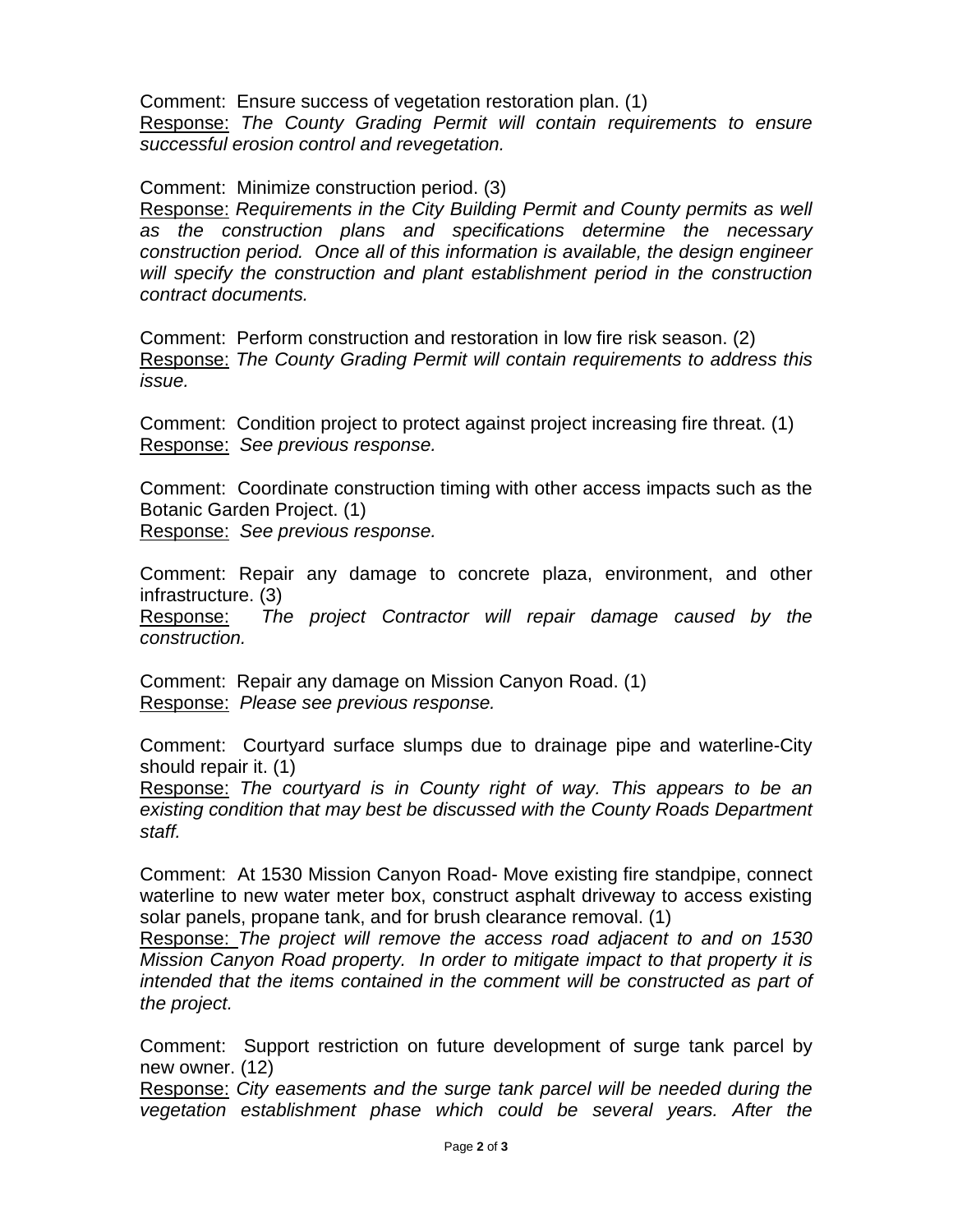Comment: Ensure success of vegetation restoration plan. (1)
Response: *The County Grading Permit will contain requirements to ensure successful erosion control and revegetation.*

Comment: Minimize construction period. (3)
Response: *Requirements in the City Building Permit and County permits as well as the construction plans and specifications determine the necessary construction period. Once all of this information is available, the design engineer will specify the construction and plant establishment period in the construction contract documents.*

Comment: Perform construction and restoration in low fire risk season. (2)
Response: *The County Grading Permit will contain requirements to address this issue.*

Comment: Condition project to protect against project increasing fire threat. (1)
Response: *See previous response.*

Comment: Coordinate construction timing with other access impacts such as the Botanic Garden Project. (1)
Response: *See previous response.*

Comment: Repair any damage to concrete plaza, environment, and other infrastructure. (3)
Response: *The project Contractor will repair damage caused by the construction.*

Comment: Repair any damage on Mission Canyon Road. (1)
Response: *Please see previous response.*

Comment: Courtyard surface slumps due to drainage pipe and waterline-City should repair it. (1)
Response: *The courtyard is in County right of way. This appears to be an existing condition that may best be discussed with the County Roads Department staff.*

Comment: At 1530 Mission Canyon Road- Move existing fire standpipe, connect waterline to new water meter box, construct asphalt driveway to access existing solar panels, propane tank, and for brush clearance removal. (1)
Response: *The project will remove the access road adjacent to and on 1530 Mission Canyon Road property. In order to mitigate impact to that property it is intended that the items contained in the comment will be constructed as part of the project.*

Comment: Support restriction on future development of surge tank parcel by new owner. (12)
Response: *City easements and the surge tank parcel will be needed during the vegetation establishment phase which could be several years. After the*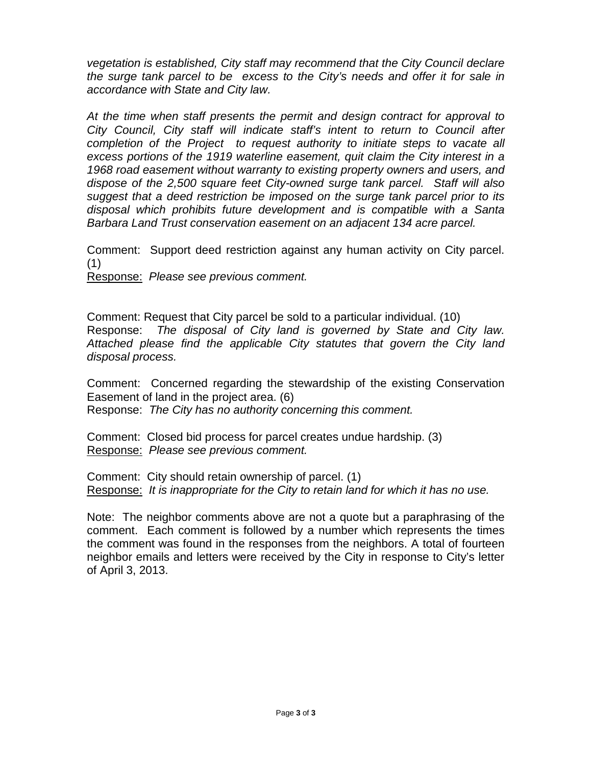*vegetation is established, City staff may recommend that the City Council declare the surge tank parcel to be excess to the City's needs and offer it for sale in accordance with State and City law.*

*At the time when staff presents the permit and design contract for approval to City Council, City staff will indicate staff's intent to return to Council after completion of the Project to request authority to initiate steps to vacate all excess portions of the 1919 waterline easement, quit claim the City interest in a 1968 road easement without warranty to existing property owners and users, and dispose of the 2,500 square feet City-owned surge tank parcel. Staff will also suggest that a deed restriction be imposed on the surge tank parcel prior to its disposal which prohibits future development and is compatible with a Santa Barbara Land Trust conservation easement on an adjacent 134 acre parcel.*

Comment: Support deed restriction against any human activity on City parcel. (1)
<u>Response:</u> *Please see previous comment.*

Comment: Request that City parcel be sold to a particular individual. (10)
Response: *The disposal of City land is governed by State and City law. Attached please find the applicable City statutes that govern the City land disposal process.*

Comment: Concerned regarding the stewardship of the existing Conservation Easement of land in the project area. (6)
Response: *The City has no authority concerning this comment.*

Comment: Closed bid process for parcel creates undue hardship. (3)
<u>Response:</u> *Please see previous comment.*

Comment: City should retain ownership of parcel. (1)
<u>Response:</u> *It is inappropriate for the City to retain land for which it has no use.*

Note: The neighbor comments above are not a quote but a paraphrasing of the comment. Each comment is followed by a number which represents the times the comment was found in the responses from the neighbors. A total of fourteen neighbor emails and letters were received by the City in response to City's letter of April 3, 2013.